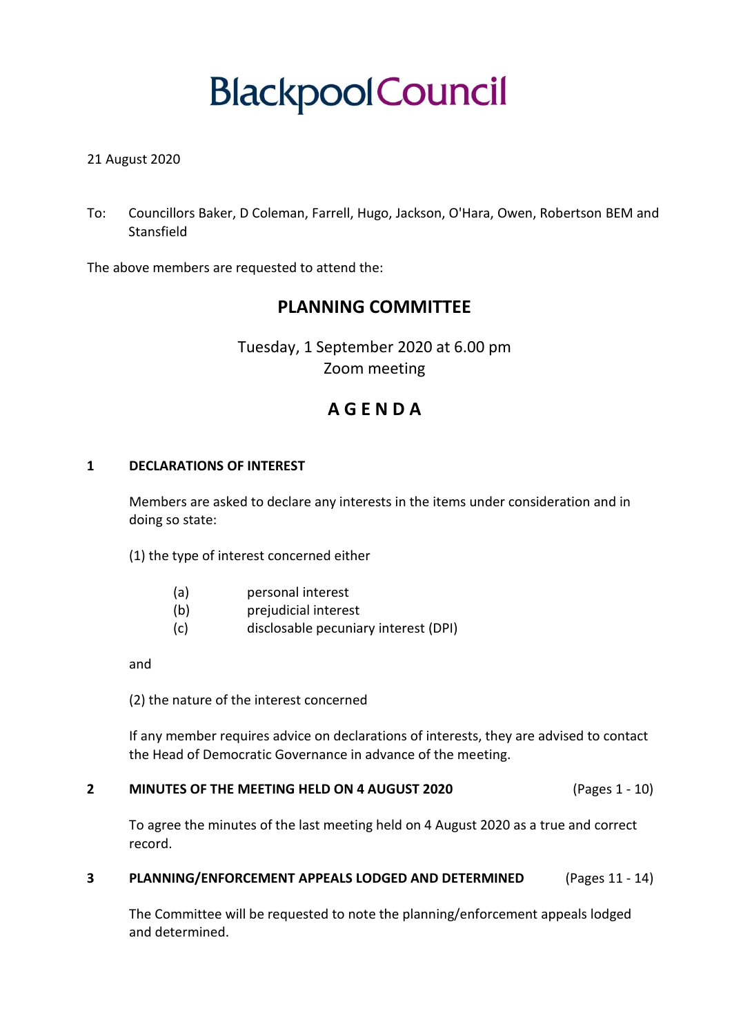# Blackpool Council

21 August 2020

To: Councillors Baker, D Coleman, Farrell, Hugo, Jackson, O'Hara, Owen, Robertson BEM and Stansfield

The above members are requested to attend the:

## PLANNING COMMITTEE

Tuesday, 1 September 2020 at 6.00 pm
Zoom meeting

## A G E N D A

**1 DECLARATIONS OF INTEREST**

Members are asked to declare any interests in the items under consideration and in doing so state:

(1) the type of interest concerned either

- (a) personal interest
- (b) prejudicial interest
- (c) disclosable pecuniary interest (DPI)

and

(2) the nature of the interest concerned

If any member requires advice on declarations of interests, they are advised to contact the Head of Democratic Governance in advance of the meeting.

**2 MINUTES OF THE MEETING HELD ON 4 AUGUST 2020** (Pages 1 - 10)

To agree the minutes of the last meeting held on 4 August 2020 as a true and correct record.

**3 PLANNING/ENFORCEMENT APPEALS LODGED AND DETERMINED** (Pages 11 - 14)

The Committee will be requested to note the planning/enforcement appeals lodged and determined.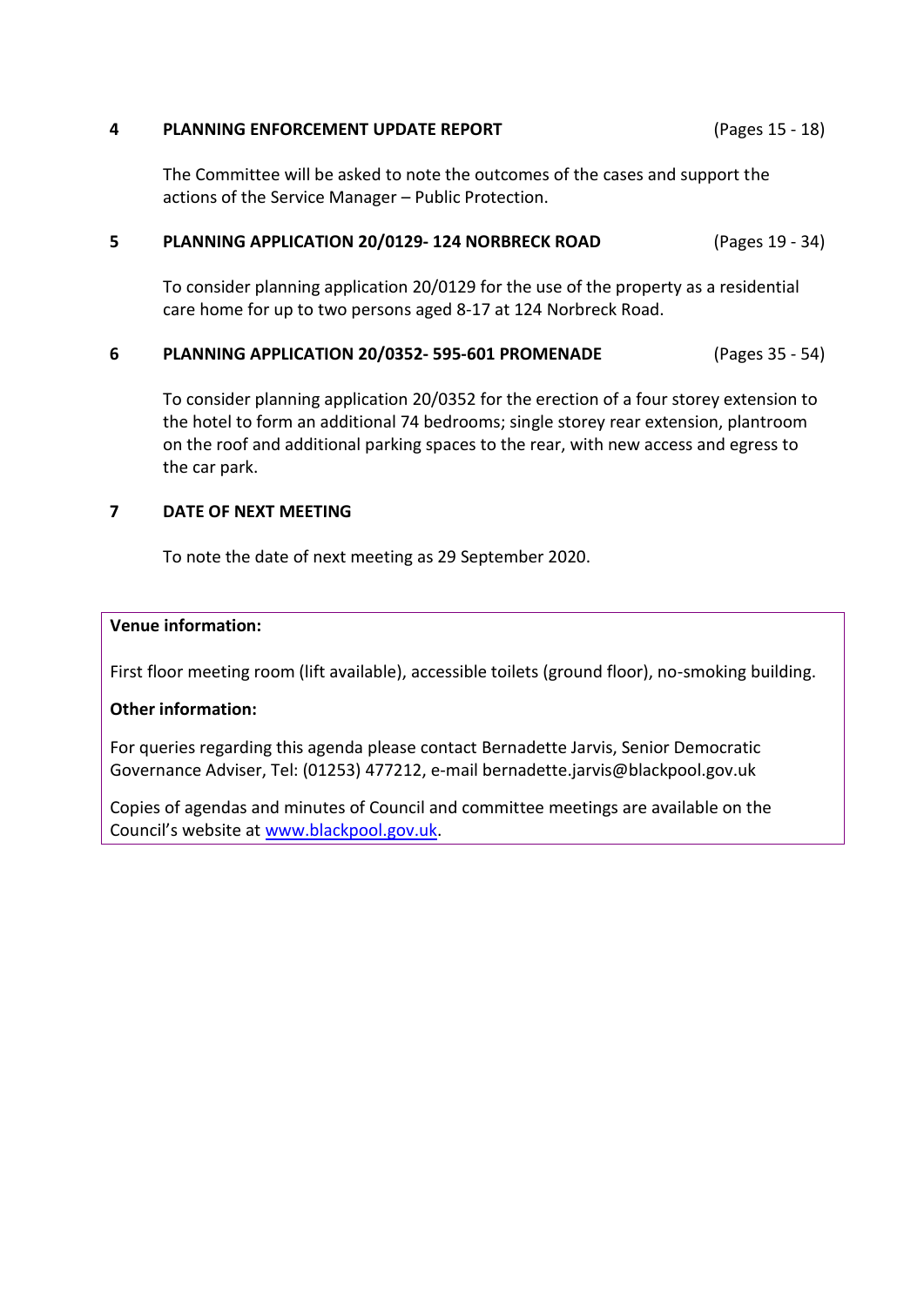**4 PLANNING ENFORCEMENT UPDATE REPORT** (Pages 15 - 18)

The Committee will be asked to note the outcomes of the cases and support the actions of the Service Manager – Public Protection.

**5 PLANNING APPLICATION 20/0129- 124 NORBRECK ROAD** (Pages 19 - 34)

To consider planning application 20/0129 for the use of the property as a residential care home for up to two persons aged 8-17 at 124 Norbreck Road.

**6 PLANNING APPLICATION 20/0352- 595-601 PROMENADE** (Pages 35 - 54)

To consider planning application 20/0352 for the erection of a four storey extension to the hotel to form an additional 74 bedrooms; single storey rear extension, plantroom on the roof and additional parking spaces to the rear, with new access and egress to the car park.

**7 DATE OF NEXT MEETING**

To note the date of next meeting as 29 September 2020.

**Venue information:**

First floor meeting room (lift available), accessible toilets (ground floor), no-smoking building.

**Other information:**

For queries regarding this agenda please contact Bernadette Jarvis, Senior Democratic Governance Adviser, Tel: (01253) 477212, e-mail bernadette.jarvis@blackpool.gov.uk

Copies of agendas and minutes of Council and committee meetings are available on the Council's website at www.blackpool.gov.uk.